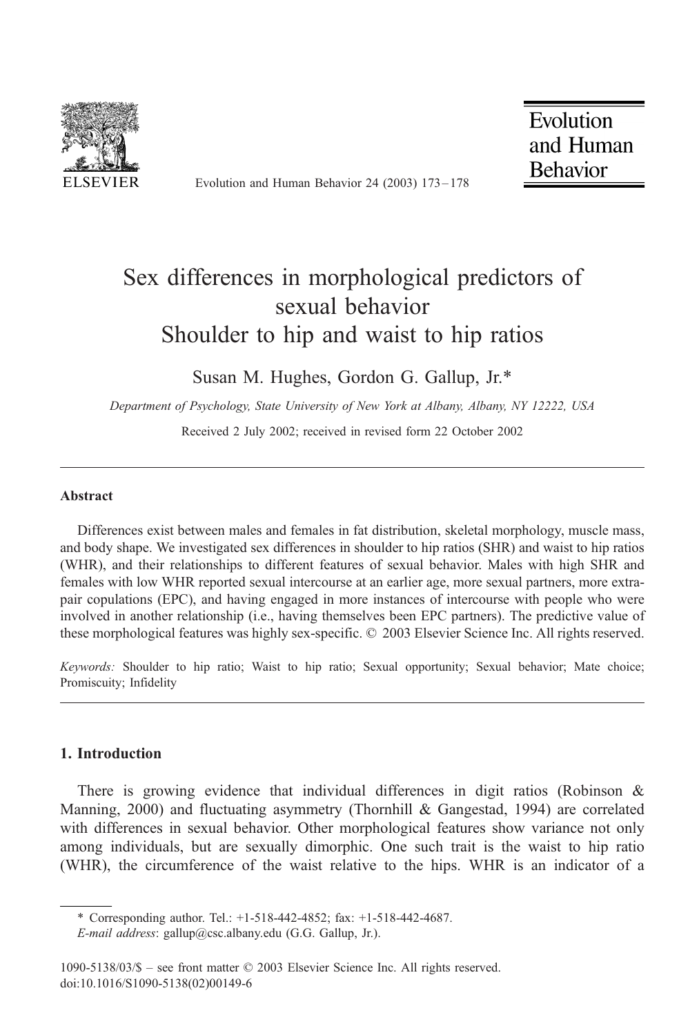# Sex differences in morphological predictors of sexual behavior
## Shoulder to hip and waist to hip ratios

Susan M. Hughes, Gordon G. Gallup, Jr.*

*Department of Psychology, State University of New York at Albany, Albany, NY 12222, USA*

Received 2 July 2002; received in revised form 22 October 2002

---

### Abstract

Differences exist between males and females in fat distribution, skeletal morphology, muscle mass, and body shape. We investigated sex differences in shoulder to hip ratios (SHR) and waist to hip ratios (WHR), and their relationships to different features of sexual behavior. Males with high SHR and females with low WHR reported sexual intercourse at an earlier age, more sexual partners, more extra-pair copulations (EPC), and having engaged in more instances of intercourse with people who were involved in another relationship (i.e., having themselves been EPC partners). The predictive value of these morphological features was highly sex-specific. © 2003 Elsevier Science Inc. All rights reserved.

*Keywords:* Shoulder to hip ratio; Waist to hip ratio; Sexual opportunity; Sexual behavior; Mate choice; Promiscuity; Infidelity

---

## 1. Introduction

There is growing evidence that individual differences in digit ratios (Robinson & Manning, 2000) and fluctuating asymmetry (Thornhill & Gangestad, 1994) are correlated with differences in sexual behavior. Other morphological features show variance not only among individuals, but are sexually dimorphic. One such trait is the waist to hip ratio (WHR), the circumference of the waist relative to the hips. WHR is an indicator of a

---

\* Corresponding author. Tel.: +1-518-442-4852; fax: +1-518-442-4687.
*E-mail address*: gallup@csc.albany.edu (G.G. Gallup, Jr.).

1090-5138/03/$ – see front matter © 2003 Elsevier Science Inc. All rights reserved.
doi:10.1016/S1090-5138(02)00149-6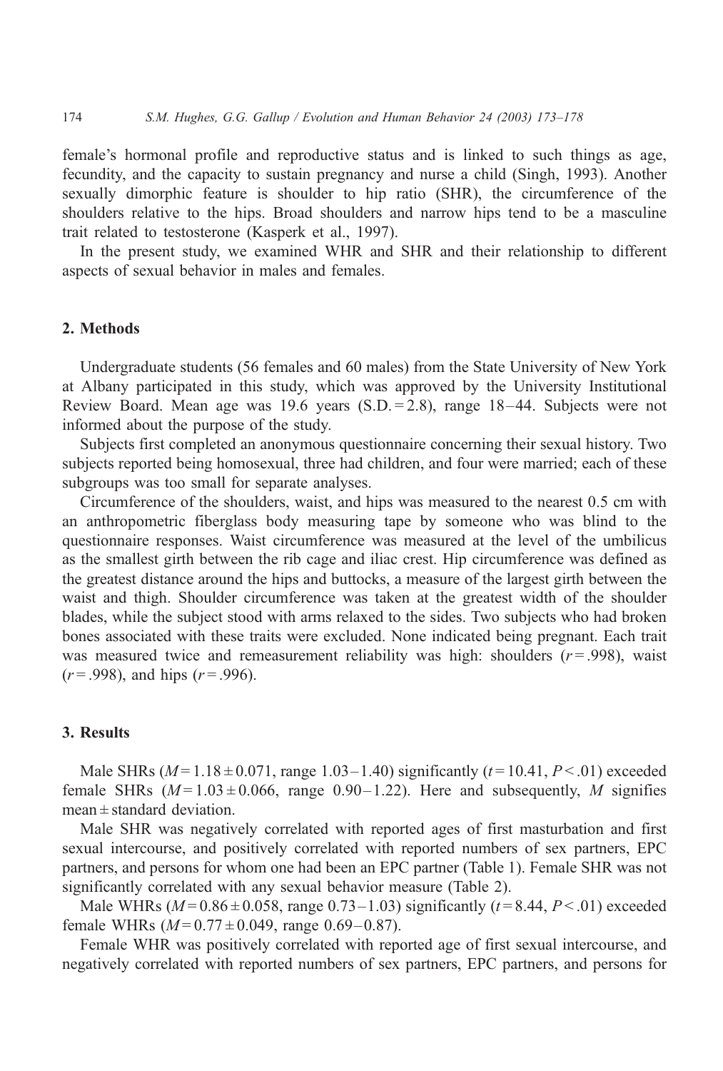female's hormonal profile and reproductive status and is linked to such things as age, fecundity, and the capacity to sustain pregnancy and nurse a child (Singh, 1993). Another sexually dimorphic feature is shoulder to hip ratio (SHR), the circumference of the shoulders relative to the hips. Broad shoulders and narrow hips tend to be a masculine trait related to testosterone (Kasperk et al., 1997).

In the present study, we examined WHR and SHR and their relationship to different aspects of sexual behavior in males and females.

## 2. Methods

Undergraduate students (56 females and 60 males) from the State University of New York at Albany participated in this study, which was approved by the University Institutional Review Board. Mean age was 19.6 years (S.D. = 2.8), range 18–44. Subjects were not informed about the purpose of the study.

Subjects first completed an anonymous questionnaire concerning their sexual history. Two subjects reported being homosexual, three had children, and four were married; each of these subgroups was too small for separate analyses.

Circumference of the shoulders, waist, and hips was measured to the nearest 0.5 cm with an anthropometric fiberglass body measuring tape by someone who was blind to the questionnaire responses. Waist circumference was measured at the level of the umbilicus as the smallest girth between the rib cage and iliac crest. Hip circumference was defined as the greatest distance around the hips and buttocks, a measure of the largest girth between the waist and thigh. Shoulder circumference was taken at the greatest width of the shoulder blades, while the subject stood with arms relaxed to the sides. Two subjects who had broken bones associated with these traits were excluded. None indicated being pregnant. Each trait was measured twice and remeasurement reliability was high: shoulders ($r = .998$), waist ($r = .998$), and hips ($r = .996$).

## 3. Results

Male SHRs ($M = 1.18 \pm 0.071$, range 1.03–1.40) significantly ($t = 10.41$, $P < .01$) exceeded female SHRs ($M = 1.03 \pm 0.066$, range 0.90–1.22). Here and subsequently, $M$ signifies mean ± standard deviation.

Male SHR was negatively correlated with reported ages of first masturbation and first sexual intercourse, and positively correlated with reported numbers of sex partners, EPC partners, and persons for whom one had been an EPC partner (Table 1). Female SHR was not significantly correlated with any sexual behavior measure (Table 2).

Male WHRs ($M = 0.86 \pm 0.058$, range 0.73–1.03) significantly ($t = 8.44$, $P < .01$) exceeded female WHRs ($M = 0.77 \pm 0.049$, range 0.69–0.87).

Female WHR was positively correlated with reported age of first sexual intercourse, and negatively correlated with reported numbers of sex partners, EPC partners, and persons for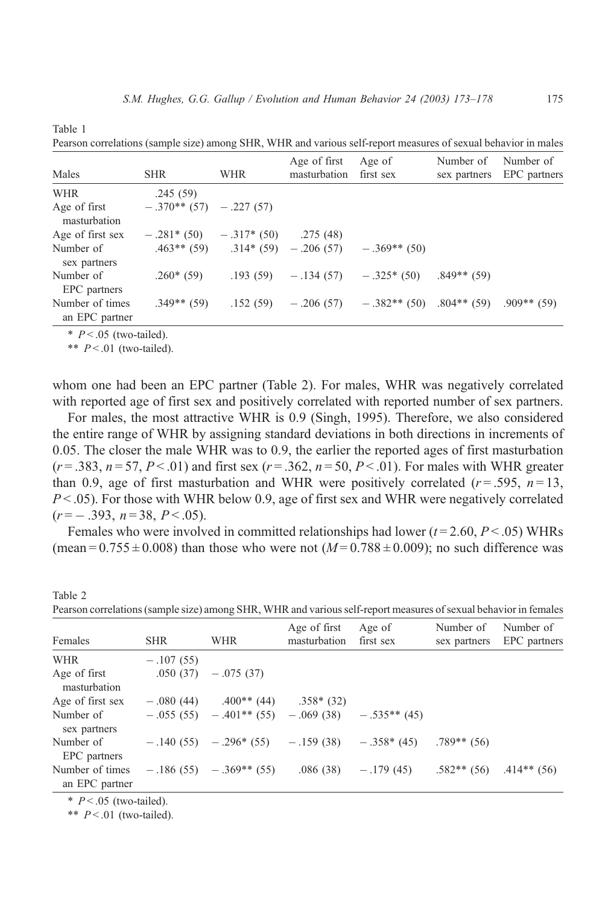Table 1

Pearson correlations (sample size) among SHR, WHR and various self-report measures of sexual behavior in males

| Males | SHR | WHR | Age of first masturbation | Age of first sex | Number of sex partners | Number of EPC partners |
|---|---|---|---|---|---|---|
| WHR | .245 (59) | | | | | |
| Age of first masturbation | − .370** (57) | − .227 (57) | | | | |
| Age of first sex | − .281* (50) | − .317* (50) | .275 (48) | | | |
| Number of sex partners | .463** (59) | .314* (59) | − .206 (57) | − .369** (50) | | |
| Number of EPC partners | .260* (59) | .193 (59) | − .134 (57) | − .325* (50) | .849** (59) | |
| Number of times an EPC partner | .349** (59) | .152 (59) | − .206 (57) | − .382** (50) | .804** (59) | .909** (59) |

\* $P<.05$ (two-tailed).

\*\* $P<.01$ (two-tailed).

whom one had been an EPC partner (Table 2). For males, WHR was negatively correlated with reported age of first sex and positively correlated with reported number of sex partners.

For males, the most attractive WHR is 0.9 (Singh, 1995). Therefore, we also considered the entire range of WHR by assigning standard deviations in both directions in increments of 0.05. The closer the male WHR was to 0.9, the earlier the reported ages of first masturbation ($r=.383$, $n=57$, $P<.01$) and first sex ($r=.362$, $n=50$, $P<.01$). For males with WHR greater than 0.9, age of first masturbation and WHR were positively correlated ($r=.595$, $n=13$, $P<.05$). For those with WHR below 0.9, age of first sex and WHR were negatively correlated ($r=-.393$, $n=38$, $P<.05$).

Females who were involved in committed relationships had lower ($t=2.60$, $P<.05$) WHRs (mean $=0.755\pm0.008$) than those who were not ($M=0.788\pm0.009$); no such difference was

Table 2

Pearson correlations (sample size) among SHR, WHR and various self-report measures of sexual behavior in females

| Females | SHR | WHR | Age of first masturbation | Age of first sex | Number of sex partners | Number of EPC partners |
|---|---|---|---|---|---|---|
| WHR | − .107 (55) | | | | | |
| Age of first masturbation | .050 (37) | − .075 (37) | | | | |
| Age of first sex | − .080 (44) | .400** (44) | .358* (32) | | | |
| Number of sex partners | − .055 (55) | − .401** (55) | − .069 (38) | − .535** (45) | | |
| Number of EPC partners | − .140 (55) | − .296* (55) | − .159 (38) | − .358* (45) | .789** (56) | |
| Number of times an EPC partner | − .186 (55) | − .369** (55) | .086 (38) | − .179 (45) | .582** (56) | .414** (56) |

\* $P<.05$ (two-tailed).

\*\* $P<.01$ (two-tailed).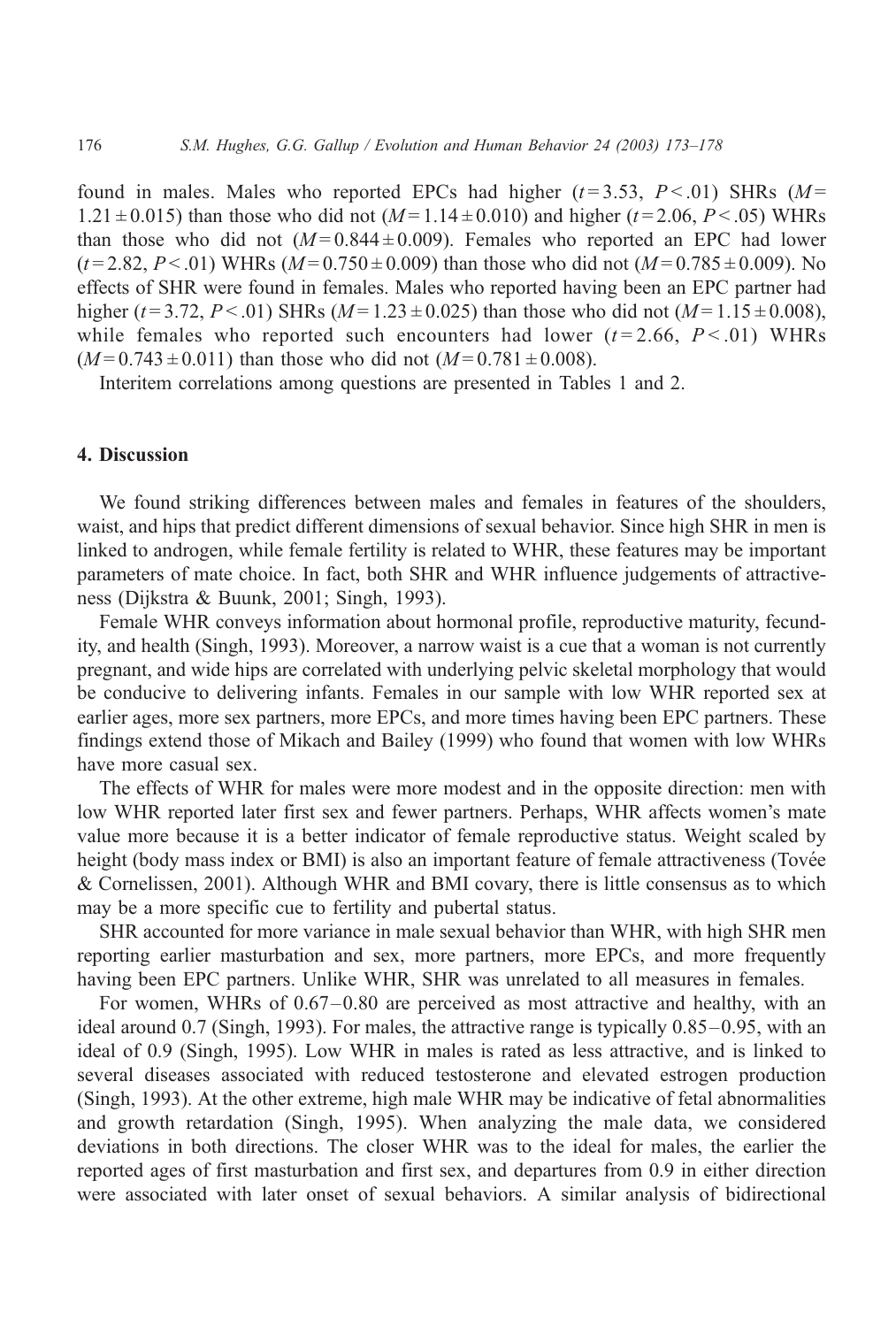found in males. Males who reported EPCs had higher ($t = 3.53$, $P < .01$) SHRs ($M = 1.21 \pm 0.015$) than those who did not ($M = 1.14 \pm 0.010$) and higher ($t = 2.06$, $P < .05$) WHRs than those who did not ($M = 0.844 \pm 0.009$). Females who reported an EPC had lower ($t = 2.82$, $P < .01$) WHRs ($M = 0.750 \pm 0.009$) than those who did not ($M = 0.785 \pm 0.009$). No effects of SHR were found in females. Males who reported having been an EPC partner had higher ($t = 3.72$, $P < .01$) SHRs ($M = 1.23 \pm 0.025$) than those who did not ($M = 1.15 \pm 0.008$), while females who reported such encounters had lower ($t = 2.66$, $P < .01$) WHRs ($M = 0.743 \pm 0.011$) than those who did not ($M = 0.781 \pm 0.008$).

Interitem correlations among questions are presented in Tables 1 and 2.

## 4. Discussion

We found striking differences between males and females in features of the shoulders, waist, and hips that predict different dimensions of sexual behavior. Since high SHR in men is linked to androgen, while female fertility is related to WHR, these features may be important parameters of mate choice. In fact, both SHR and WHR influence judgements of attractiveness (Dijkstra & Buunk, 2001; Singh, 1993).

Female WHR conveys information about hormonal profile, reproductive maturity, fecundity, and health (Singh, 1993). Moreover, a narrow waist is a cue that a woman is not currently pregnant, and wide hips are correlated with underlying pelvic skeletal morphology that would be conducive to delivering infants. Females in our sample with low WHR reported sex at earlier ages, more sex partners, more EPCs, and more times having been EPC partners. These findings extend those of Mikach and Bailey (1999) who found that women with low WHRs have more casual sex.

The effects of WHR for males were more modest and in the opposite direction: men with low WHR reported later first sex and fewer partners. Perhaps, WHR affects women's mate value more because it is a better indicator of female reproductive status. Weight scaled by height (body mass index or BMI) is also an important feature of female attractiveness (Tovée & Cornelissen, 2001). Although WHR and BMI covary, there is little consensus as to which may be a more specific cue to fertility and pubertal status.

SHR accounted for more variance in male sexual behavior than WHR, with high SHR men reporting earlier masturbation and sex, more partners, more EPCs, and more frequently having been EPC partners. Unlike WHR, SHR was unrelated to all measures in females.

For women, WHRs of 0.67–0.80 are perceived as most attractive and healthy, with an ideal around 0.7 (Singh, 1993). For males, the attractive range is typically 0.85–0.95, with an ideal of 0.9 (Singh, 1995). Low WHR in males is rated as less attractive, and is linked to several diseases associated with reduced testosterone and elevated estrogen production (Singh, 1993). At the other extreme, high male WHR may be indicative of fetal abnormalities and growth retardation (Singh, 1995). When analyzing the male data, we considered deviations in both directions. The closer WHR was to the ideal for males, the earlier the reported ages of first masturbation and first sex, and departures from 0.9 in either direction were associated with later onset of sexual behaviors. A similar analysis of bidirectional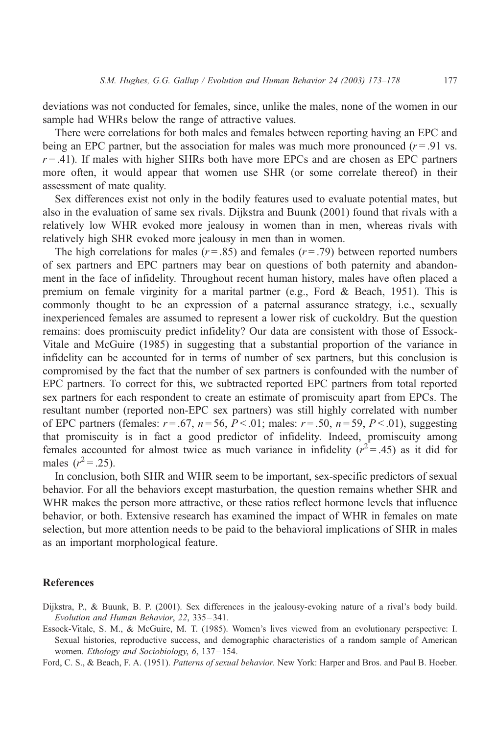deviations was not conducted for females, since, unlike the males, none of the women in our sample had WHRs below the range of attractive values.

There were correlations for both males and females between reporting having an EPC and being an EPC partner, but the association for males was much more pronounced ($r = .91$ vs. $r = .41$). If males with higher SHRs both have more EPCs and are chosen as EPC partners more often, it would appear that women use SHR (or some correlate thereof) in their assessment of mate quality.

Sex differences exist not only in the bodily features used to evaluate potential mates, but also in the evaluation of same sex rivals. Dijkstra and Buunk (2001) found that rivals with a relatively low WHR evoked more jealousy in women than in men, whereas rivals with relatively high SHR evoked more jealousy in men than in women.

The high correlations for males ($r = .85$) and females ($r = .79$) between reported numbers of sex partners and EPC partners may bear on questions of both paternity and abandonment in the face of infidelity. Throughout recent human history, males have often placed a premium on female virginity for a marital partner (e.g., Ford & Beach, 1951). This is commonly thought to be an expression of a paternal assurance strategy, i.e., sexually inexperienced females are assumed to represent a lower risk of cuckoldry. But the question remains: does promiscuity predict infidelity? Our data are consistent with those of Essock-Vitale and McGuire (1985) in suggesting that a substantial proportion of the variance in infidelity can be accounted for in terms of number of sex partners, but this conclusion is compromised by the fact that the number of sex partners is confounded with the number of EPC partners. To correct for this, we subtracted reported EPC partners from total reported sex partners for each respondent to create an estimate of promiscuity apart from EPCs. The resultant number (reported non-EPC sex partners) was still highly correlated with number of EPC partners (females: $r = .67$, $n = 56$, $P < .01$; males: $r = .50$, $n = 59$, $P < .01$), suggesting that promiscuity is in fact a good predictor of infidelity. Indeed, promiscuity among females accounted for almost twice as much variance in infidelity ($r^2 = .45$) as it did for males ($r^2 = .25$).

In conclusion, both SHR and WHR seem to be important, sex-specific predictors of sexual behavior. For all the behaviors except masturbation, the question remains whether SHR and WHR makes the person more attractive, or these ratios reflect hormone levels that influence behavior, or both. Extensive research has examined the impact of WHR in females on mate selection, but more attention needs to be paid to the behavioral implications of SHR in males as an important morphological feature.

## References

Dijkstra, P., & Buunk, B. P. (2001). Sex differences in the jealousy-evoking nature of a rival's body build. *Evolution and Human Behavior*, *22*, 335–341.

Essock-Vitale, S. M., & McGuire, M. T. (1985). Women's lives viewed from an evolutionary perspective: I. Sexual histories, reproductive success, and demographic characteristics of a random sample of American women. *Ethology and Sociobiology*, *6*, 137–154.

Ford, C. S., & Beach, F. A. (1951). *Patterns of sexual behavior*. New York: Harper and Bros. and Paul B. Hoeber.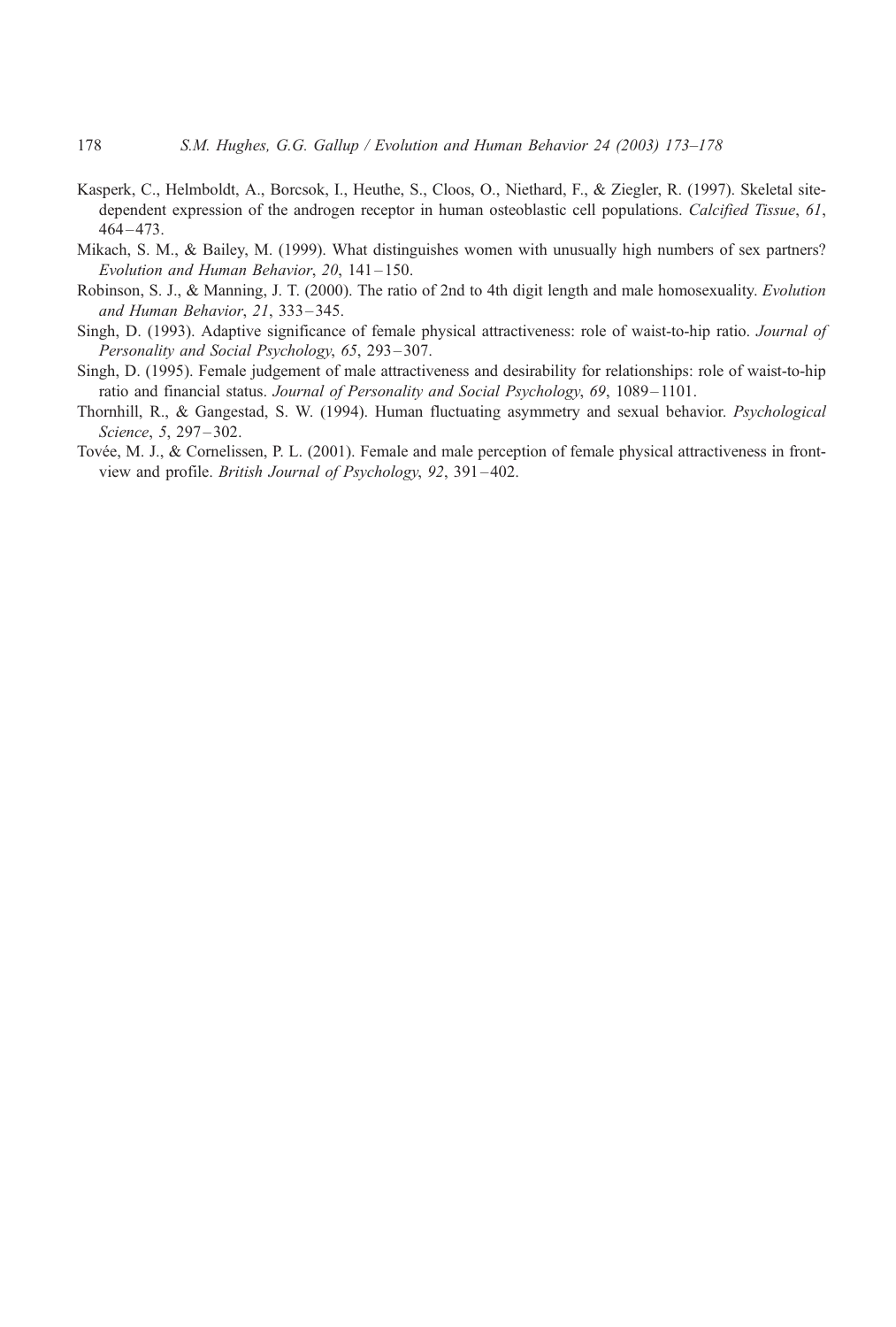Kasperk, C., Helmboldt, A., Borcsok, I., Heuthe, S., Cloos, O., Niethard, F., & Ziegler, R. (1997). Skeletal site-dependent expression of the androgen receptor in human osteoblastic cell populations. *Calcified Tissue*, *61*, 464–473.

Mikach, S. M., & Bailey, M. (1999). What distinguishes women with unusually high numbers of sex partners? *Evolution and Human Behavior*, *20*, 141–150.

Robinson, S. J., & Manning, J. T. (2000). The ratio of 2nd to 4th digit length and male homosexuality. *Evolution and Human Behavior*, *21*, 333–345.

Singh, D. (1993). Adaptive significance of female physical attractiveness: role of waist-to-hip ratio. *Journal of Personality and Social Psychology*, *65*, 293–307.

Singh, D. (1995). Female judgement of male attractiveness and desirability for relationships: role of waist-to-hip ratio and financial status. *Journal of Personality and Social Psychology*, *69*, 1089–1101.

Thornhill, R., & Gangestad, S. W. (1994). Human fluctuating asymmetry and sexual behavior. *Psychological Science*, *5*, 297–302.

Tovée, M. J., & Cornelissen, P. L. (2001). Female and male perception of female physical attractiveness in front-view and profile. *British Journal of Psychology*, *92*, 391–402.